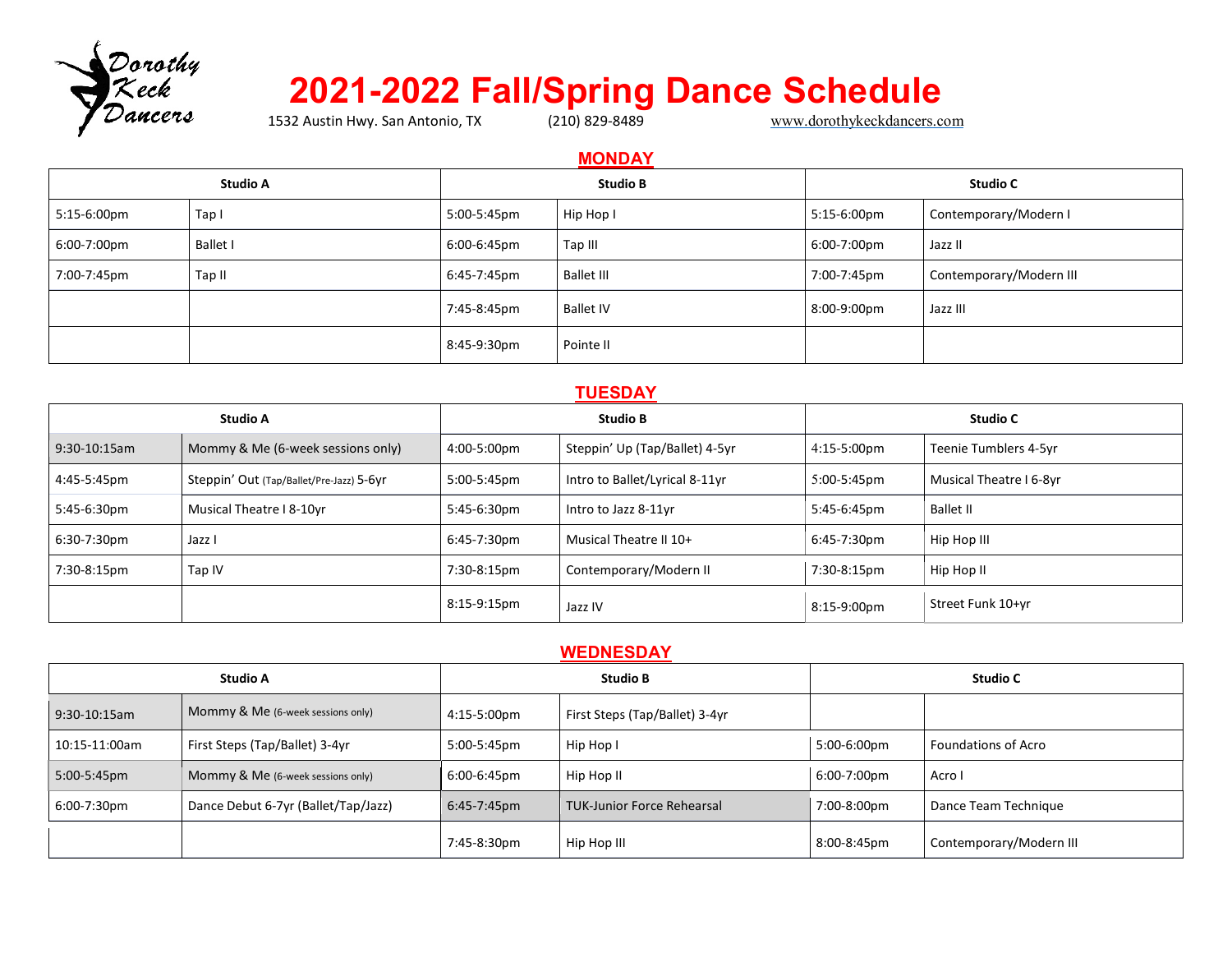Dorothy Keck Dancers

# 2021-2022 Fall/Spring Dance Schedule

1532 Austin Hwy. San Antonio, TX (210) 829-8489 www.dorothykeckdancers.com

## MONDAY

| Studio A | | Studio B | | Studio C | |
|---|---|---|---|---|---|
| 5:15-6:00pm | Tap I | 5:00-5:45pm | Hip Hop I | 5:15-6:00pm | Contemporary/Modern I |
| 6:00-7:00pm | Ballet I | 6:00-6:45pm | Tap III | 6:00-7:00pm | Jazz II |
| 7:00-7:45pm | Tap II | 6:45-7:45pm | Ballet III | 7:00-7:45pm | Contemporary/Modern III |
| | | 7:45-8:45pm | Ballet IV | 8:00-9:00pm | Jazz III |
| | | 8:45-9:30pm | Pointe II | | |

## TUESDAY

| Studio A | | Studio B | | Studio C | |
|---|---|---|---|---|---|
| 9:30-10:15am | Mommy & Me (6-week sessions only) | 4:00-5:00pm | Steppin' Up (Tap/Ballet) 4-5yr | 4:15-5:00pm | Teenie Tumblers 4-5yr |
| 4:45-5:45pm | Steppin' Out (Tap/Ballet/Pre-Jazz) 5-6yr | 5:00-5:45pm | Intro to Ballet/Lyrical 8-11yr | 5:00-5:45pm | Musical Theatre I 6-8yr |
| 5:45-6:30pm | Musical Theatre I 8-10yr | 5:45-6:30pm | Intro to Jazz 8-11yr | 5:45-6:45pm | Ballet II |
| 6:30-7:30pm | Jazz I | 6:45-7:30pm | Musical Theatre II 10+ | 6:45-7:30pm | Hip Hop III |
| 7:30-8:15pm | Tap IV | 7:30-8:15pm | Contemporary/Modern II | 7:30-8:15pm | Hip Hop II |
| | | 8:15-9:15pm | Jazz IV | 8:15-9:00pm | Street Funk 10+yr |

## WEDNESDAY

| Studio A | | Studio B | | Studio C | |
|---|---|---|---|---|---|
| 9:30-10:15am | Mommy & Me (6-week sessions only) | 4:15-5:00pm | First Steps (Tap/Ballet) 3-4yr | | |
| 10:15-11:00am | First Steps (Tap/Ballet) 3-4yr | 5:00-5:45pm | Hip Hop I | 5:00-6:00pm | Foundations of Acro |
| 5:00-5:45pm | Mommy & Me (6-week sessions only) | 6:00-6:45pm | Hip Hop II | 6:00-7:00pm | Acro I |
| 6:00-7:30pm | Dance Debut 6-7yr (Ballet/Tap/Jazz) | 6:45-7:45pm | TUK-Junior Force Rehearsal | 7:00-8:00pm | Dance Team Technique |
| | | 7:45-8:30pm | Hip Hop III | 8:00-8:45pm | Contemporary/Modern III |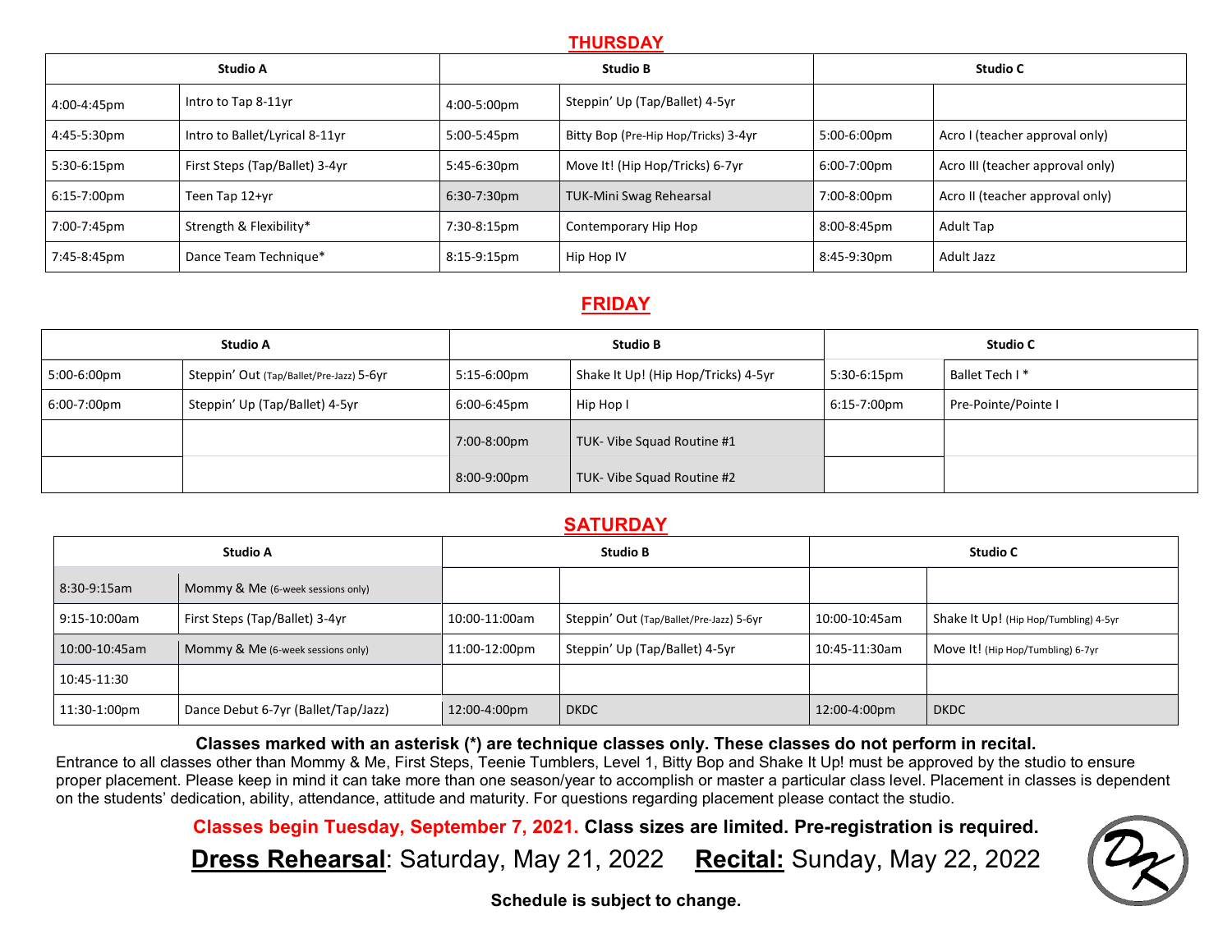## THURSDAY

| Studio A | | Studio B | | Studio C | |
|---|---|---|---|---|---|
| 4:00-4:45pm | Intro to Tap 8-11yr | 4:00-5:00pm | Steppin' Up (Tap/Ballet) 4-5yr | | |
| 4:45-5:30pm | Intro to Ballet/Lyrical 8-11yr | 5:00-5:45pm | Bitty Bop (Pre-Hip Hop/Tricks) 3-4yr | 5:00-6:00pm | Acro I (teacher approval only) |
| 5:30-6:15pm | First Steps (Tap/Ballet) 3-4yr | 5:45-6:30pm | Move It! (Hip Hop/Tricks) 6-7yr | 6:00-7:00pm | Acro III (teacher approval only) |
| 6:15-7:00pm | Teen Tap 12+yr | 6:30-7:30pm | TUK-Mini Swag Rehearsal | 7:00-8:00pm | Acro II (teacher approval only) |
| 7:00-7:45pm | Strength & Flexibility* | 7:30-8:15pm | Contemporary Hip Hop | 8:00-8:45pm | Adult Tap |
| 7:45-8:45pm | Dance Team Technique* | 8:15-9:15pm | Hip Hop IV | 8:45-9:30pm | Adult Jazz |

## FRIDAY

| Studio A | | Studio B | | Studio C | |
|---|---|---|---|---|---|
| 5:00-6:00pm | Steppin' Out (Tap/Ballet/Pre-Jazz) 5-6yr | 5:15-6:00pm | Shake It Up! (Hip Hop/Tricks) 4-5yr | 5:30-6:15pm | Ballet Tech I * |
| 6:00-7:00pm | Steppin' Up (Tap/Ballet) 4-5yr | 6:00-6:45pm | Hip Hop I | 6:15-7:00pm | Pre-Pointe/Pointe I |
| | | 7:00-8:00pm | TUK- Vibe Squad Routine #1 | | |
| | | 8:00-9:00pm | TUK- Vibe Squad Routine #2 | | |

## SATURDAY

| Studio A | | Studio B | | Studio C | |
|---|---|---|---|---|---|
| 8:30-9:15am | Mommy & Me (6-week sessions only) | | | | |
| 9:15-10:00am | First Steps (Tap/Ballet) 3-4yr | 10:00-11:00am | Steppin' Out (Tap/Ballet/Pre-Jazz) 5-6yr | 10:00-10:45am | Shake It Up! (Hip Hop/Tumbling) 4-5yr |
| 10:00-10:45am | Mommy & Me (6-week sessions only) | 11:00-12:00pm | Steppin' Up (Tap/Ballet) 4-5yr | 10:45-11:30am | Move It! (Hip Hop/Tumbling) 6-7yr |
| 10:45-11:30 | | | | | |
| 11:30-1:00pm | Dance Debut 6-7yr (Ballet/Tap/Jazz) | 12:00-4:00pm | DKDC | 12:00-4:00pm | DKDC |

**Classes marked with an asterisk (*) are technique classes only. These classes do not perform in recital.**

Entrance to all classes other than Mommy & Me, First Steps, Teenie Tumblers, Level 1, Bitty Bop and Shake It Up! must be approved by the studio to ensure proper placement. Please keep in mind it can take more than one season/year to accomplish or master a particular class level. Placement in classes is dependent on the students' dedication, ability, attendance, attitude and maturity. For questions regarding placement please contact the studio.

**Classes begin Tuesday, September 7, 2021. Class sizes are limited. Pre-registration is required.**

**Dress Rehearsal**: Saturday, May 21, 2022 **Recital:** Sunday, May 22, 2022

**Schedule is subject to change.**